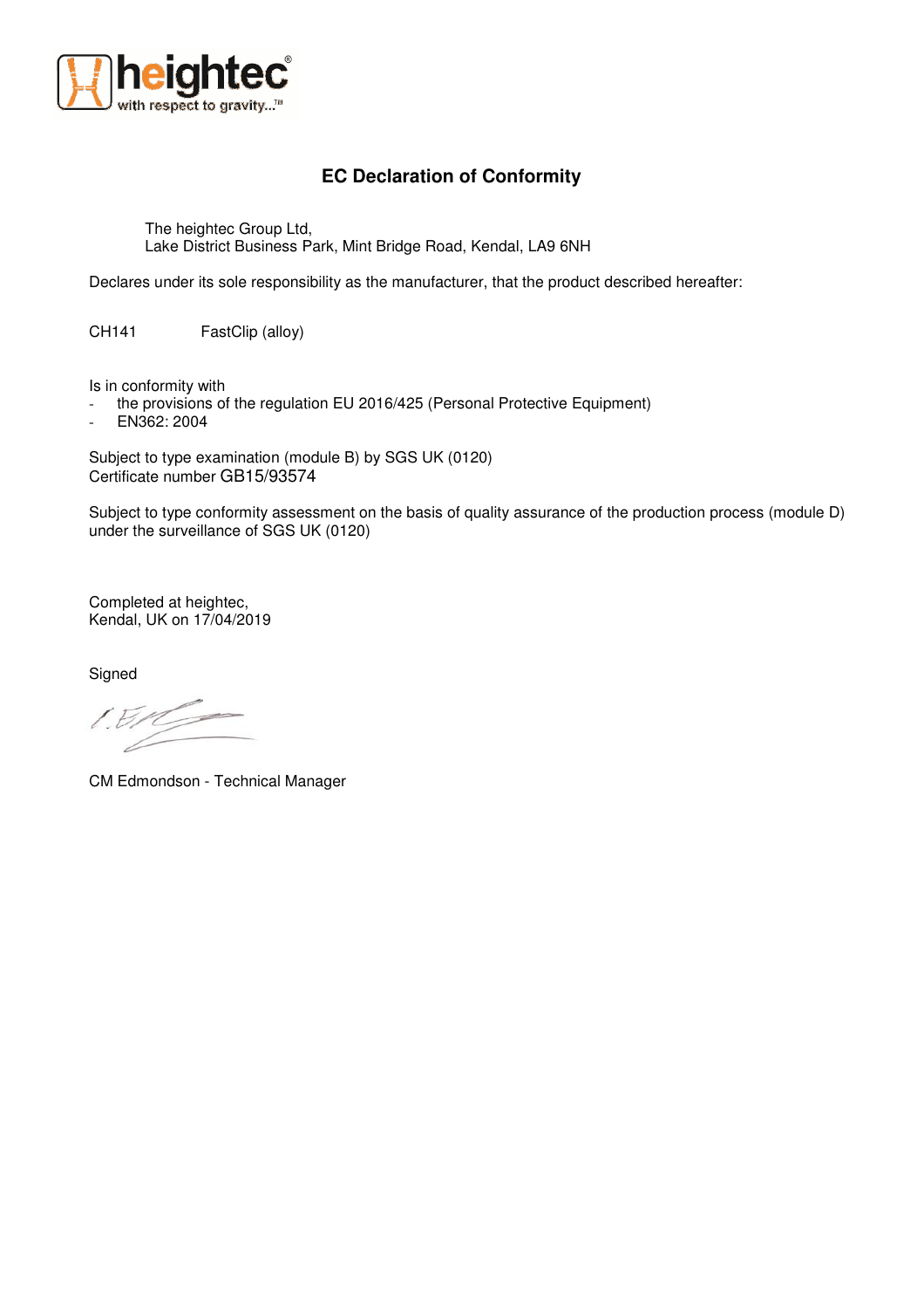# EC Declaration of Conformity

The heightec Group Ltd,
Lake District Business Park, Mint Bridge Road, Kendal, LA9 6NH

Declares under its sole responsibility as the manufacturer, that the product described hereafter:

CH141 FastClip (alloy)

Is in conformity with

- the provisions of the regulation EU 2016/425 (Personal Protective Equipment)
- EN362: 2004

Subject to type examination (module B) by SGS UK (0120)
Certificate number GB15/93574

Subject to type conformity assessment on the basis of quality assurance of the production process (module D) under the surveillance of SGS UK (0120)

Completed at heightec,
Kendal, UK on 17/04/2019

Signed

CM Edmondson - Technical Manager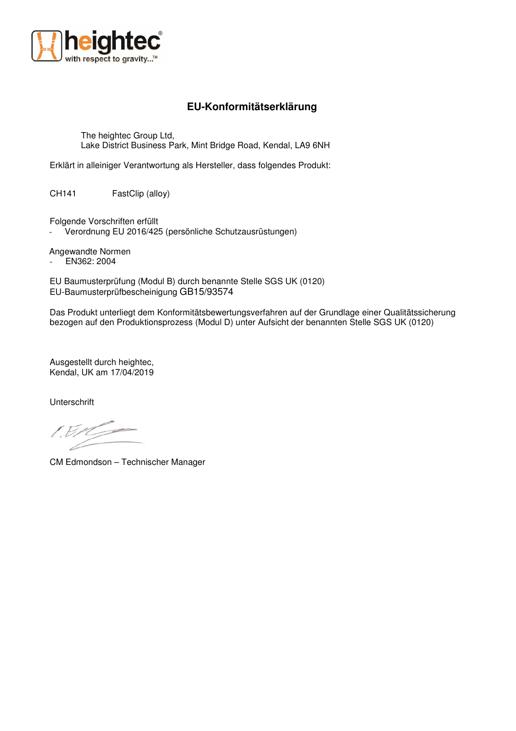# EU-Konformitätserklärung

The heightec Group Ltd,
Lake District Business Park, Mint Bridge Road, Kendal, LA9 6NH

Erklärt in alleiniger Verantwortung als Hersteller, dass folgendes Produkt:

CH141 FastClip (alloy)

Folgende Vorschriften erfüllt

- Verordnung EU 2016/425 (persönliche Schutzausrüstungen)

Angewandte Normen

- EN362: 2004

EU Baumusterprüfung (Modul B) durch benannte Stelle SGS UK (0120)
EU-Baumusterprüfbescheinigung GB15/93574

Das Produkt unterliegt dem Konformitätsbewertungsverfahren auf der Grundlage einer Qualitätssicherung bezogen auf den Produktionsprozess (Modul D) unter Aufsicht der benannten Stelle SGS UK (0120)

Ausgestellt durch heightec,
Kendal, UK am 17/04/2019

Unterschrift

CM Edmondson – Technischer Manager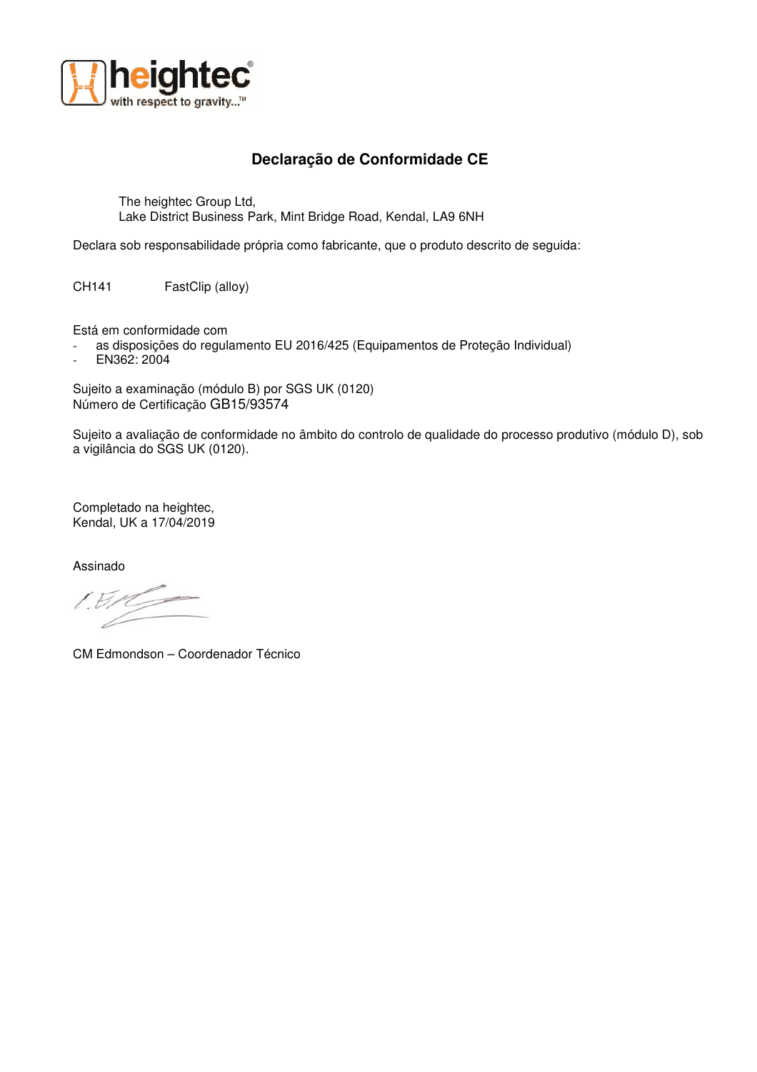# Declaração de Conformidade CE

The heightec Group Ltd,
Lake District Business Park, Mint Bridge Road, Kendal, LA9 6NH

Declara sob responsabilidade própria como fabricante, que o produto descrito de seguida:

CH141 FastClip (alloy)

Está em conformidade com

- as disposições do regulamento EU 2016/425 (Equipamentos de Proteção Individual)
- EN362: 2004

Sujeito a examinação (módulo B) por SGS UK (0120)
Número de Certificação GB15/93574

Sujeito a avaliação de conformidade no âmbito do controlo de qualidade do processo produtivo (módulo D), sob a vigilância do SGS UK (0120).

Completado na heightec,
Kendal, UK a 17/04/2019

Assinado

CM Edmondson – Coordenador Técnico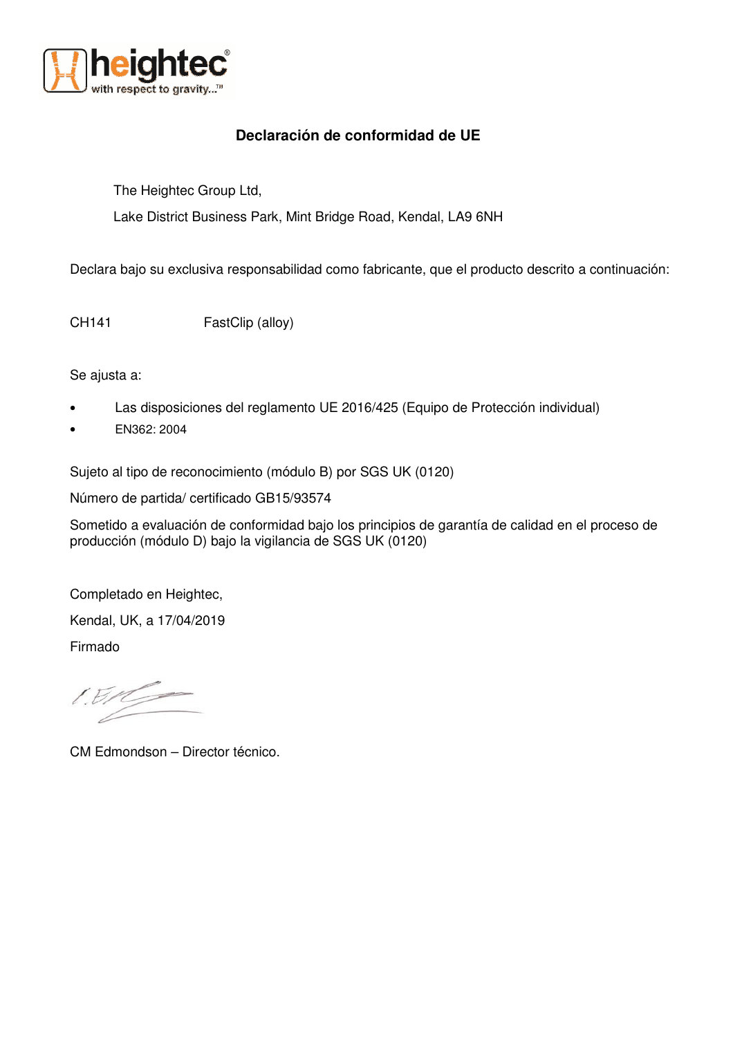heightec
with respect to gravity...™

## Declaración de conformidad de UE

The Heightec Group Ltd,

Lake District Business Park, Mint Bridge Road, Kendal, LA9 6NH

Declara bajo su exclusiva responsabilidad como fabricante, que el producto descrito a continuación:

CH141 FastClip (alloy)

Se ajusta a:

- Las disposiciones del reglamento UE 2016/425 (Equipo de Protección individual)
- EN362: 2004

Sujeto al tipo de reconocimiento (módulo B) por SGS UK (0120)

Número de partida/ certificado GB15/93574

Sometido a evaluación de conformidad bajo los principios de garantía de calidad en el proceso de producción (módulo D) bajo la vigilancia de SGS UK (0120)

Completado en Heightec,

Kendal, UK, a 17/04/2019

Firmado

CM Edmondson – Director técnico.